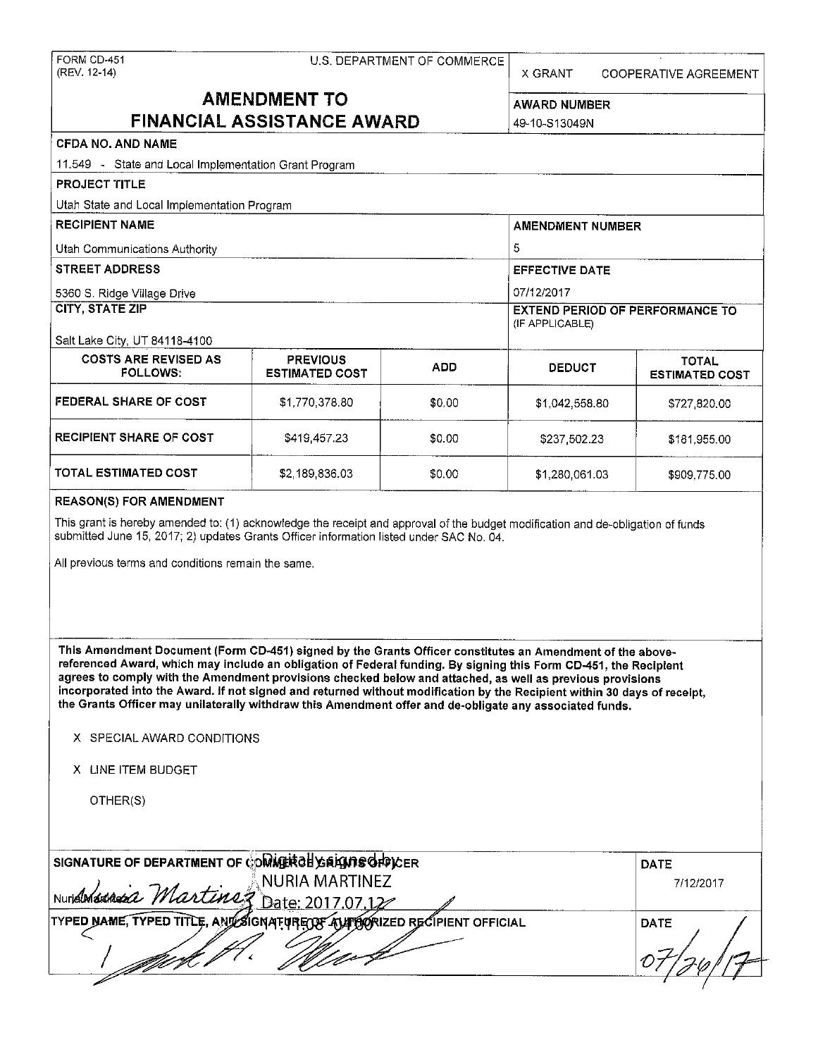FORM CD-451
(REV. 12-14)

U.S. DEPARTMENT OF COMMERCE

X GRANT    COOPERATIVE AGREEMENT

# AMENDMENT TO FINANCIAL ASSISTANCE AWARD

**AWARD NUMBER**
49-10-S13049N

**CFDA NO. AND NAME**
11.549 - State and Local Implementation Grant Program

**PROJECT TITLE**
Utah State and Local Implementation Program

**RECIPIENT NAME**
Utah Communications Authority

**AMENDMENT NUMBER**
5

**STREET ADDRESS**
5360 S. Ridge Village Drive

**EFFECTIVE DATE**
07/12/2017

**CITY, STATE ZIP**
Salt Lake City, UT 84118-4100

**EXTEND PERIOD OF PERFORMANCE TO (IF APPLICABLE)**

| COSTS ARE REVISED AS FOLLOWS: | PREVIOUS ESTIMATED COST | ADD | DEDUCT | TOTAL ESTIMATED COST |
|---|---|---|---|---|
| FEDERAL SHARE OF COST | $1,770,378.80 | $0.00 | $1,042,558.80 | $727,820.00 |
| RECIPIENT SHARE OF COST | $419,457.23 | $0.00 | $237,502.23 | $181,955.00 |
| TOTAL ESTIMATED COST | $2,189,836.03 | $0.00 | $1,280,061.03 | $909,775.00 |

**REASON(S) FOR AMENDMENT**

This grant is hereby amended to: (1) acknowledge the receipt and approval of the budget modification and de-obligation of funds submitted June 15, 2017; 2) updates Grants Officer information listed under SAC No. 04.

All previous terms and conditions remain the same.

**This Amendment Document (Form CD-451) signed by the Grants Officer constitutes an Amendment of the above-referenced Award, which may include an obligation of Federal funding. By signing this Form CD-451, the Recipient agrees to comply with the Amendment provisions checked below and attached, as well as previous provisions incorporated into the Award. If not signed and returned without modification by the Recipient within 30 days of receipt, the Grants Officer may unilaterally withdraw this Amendment offer and de-obligate any associated funds.**

X SPECIAL AWARD CONDITIONS

X LINE ITEM BUDGET

OTHER(S)

**SIGNATURE OF DEPARTMENT OF COMMERCE GRANTS OFFICER**

Digitally signed by NURIA MARTINEZ
Date: 2017.07.12 11:11:08 -04'00'

Nuria Martinez

**DATE**
7/12/2017

**TYPED NAME, TYPED TITLE, AND SIGNATURE OF AUTHORIZED RECIPIENT OFFICIAL**

**DATE**
07/26/17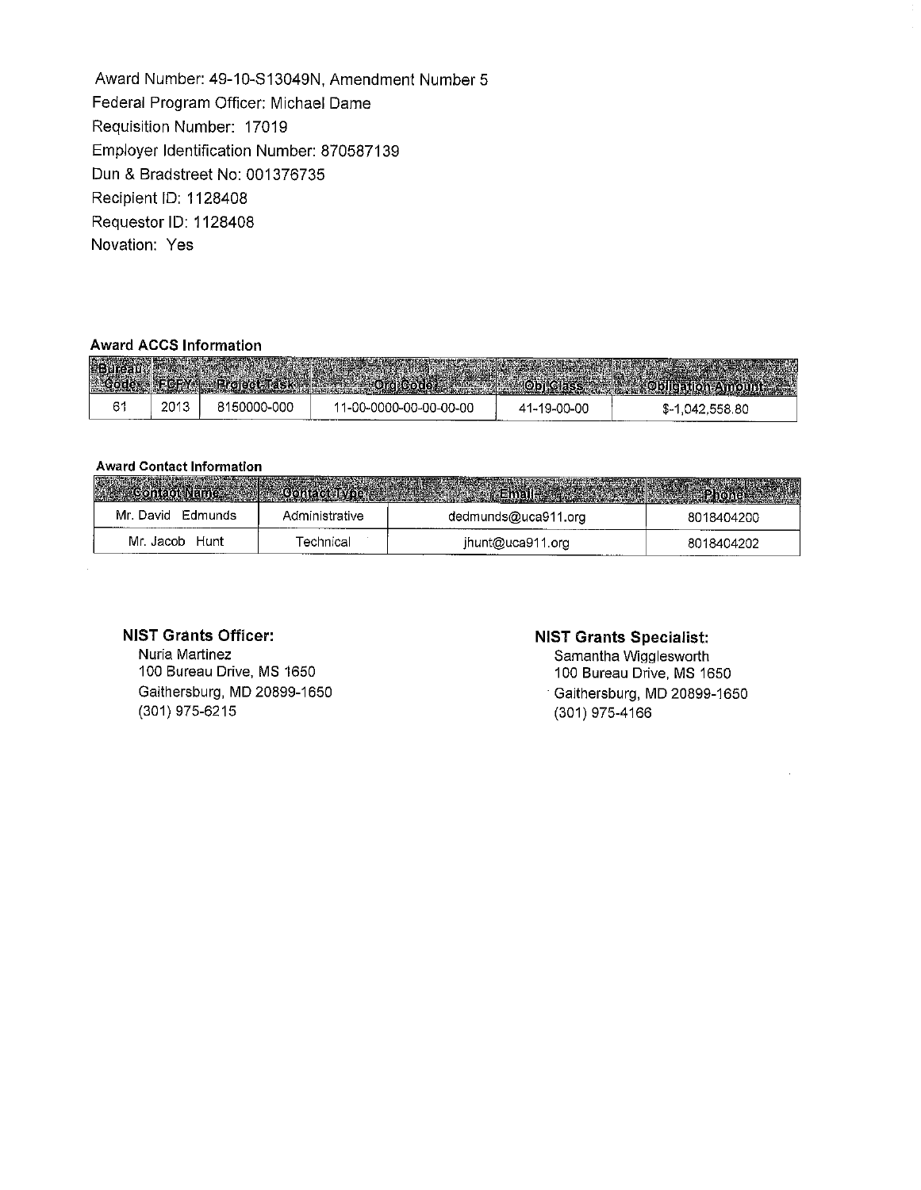Award Number: 49-10-S13049N, Amendment Number 5
Federal Program Officer: Michael Dame
Requisition Number: 17019
Employer Identification Number: 870587139
Dun & Bradstreet No: 001376735
Recipient ID: 1128408
Requestor ID: 1128408
Novation: Yes

**Award ACCS Information**

| Bureau Code | FCFY | Project-Task | Org Code | Obj Class | Obligation Amount |
|---|---|---|---|---|---|
| 61 | 2013 | 8150000-000 | 11-00-0000-00-00-00-00 | 41-19-00-00 | $-1,042,558.80 |

**Award Contact Information**

| Contact Name | Contact Type | Email | Phone |
|---|---|---|---|
| Mr. David Edmunds | Administrative | dedmunds@uca911.org | 8018404200 |
| Mr. Jacob Hunt | Technical | jhunt@uca911.org | 8018404202 |

**NIST Grants Officer:**
Nuria Martinez
100 Bureau Drive, MS 1650
Gaithersburg, MD 20899-1650
(301) 975-6215

**NIST Grants Specialist:**
Samantha Wigglesworth
100 Bureau Drive, MS 1650
Gaithersburg, MD 20899-1650
(301) 975-4166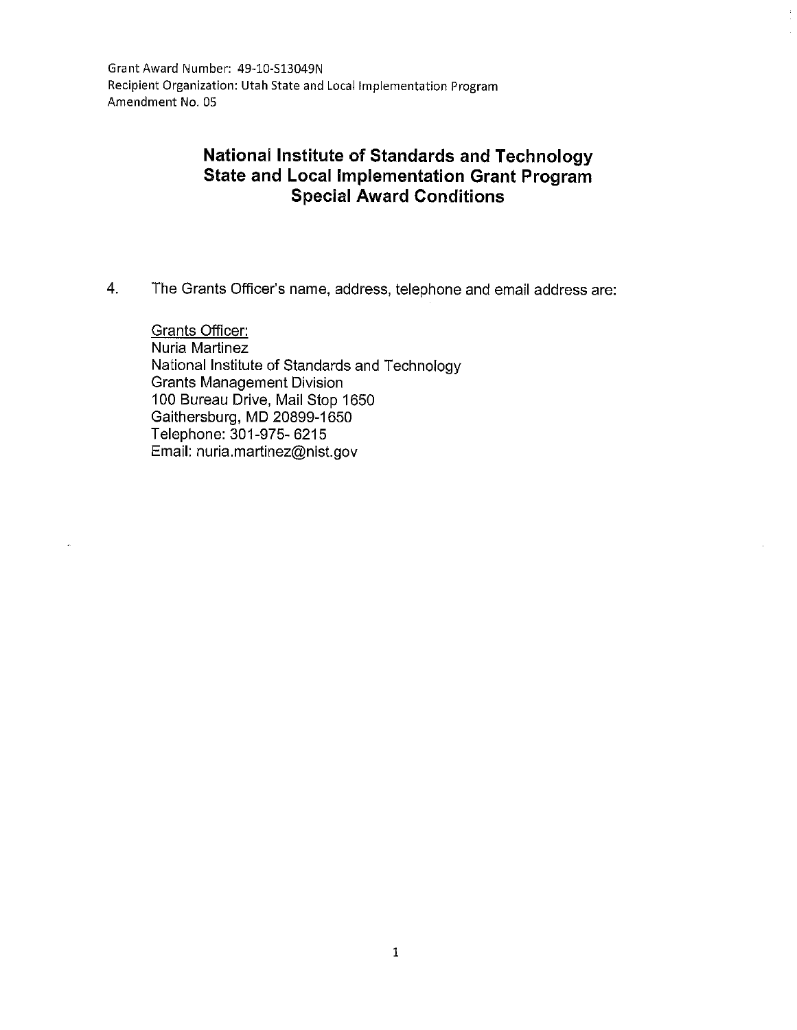Grant Award Number: 49-10-S13049N
Recipient Organization: Utah State and Local Implementation Program
Amendment No. 05

# National Institute of Standards and Technology State and Local Implementation Grant Program Special Award Conditions

4. The Grants Officer's name, address, telephone and email address are:

   Grants Officer:
   Nuria Martinez
   National Institute of Standards and Technology
   Grants Management Division
   100 Bureau Drive, Mail Stop 1650
   Gaithersburg, MD 20899-1650
   Telephone: 301-975- 6215
   Email: nuria.martinez@nist.gov